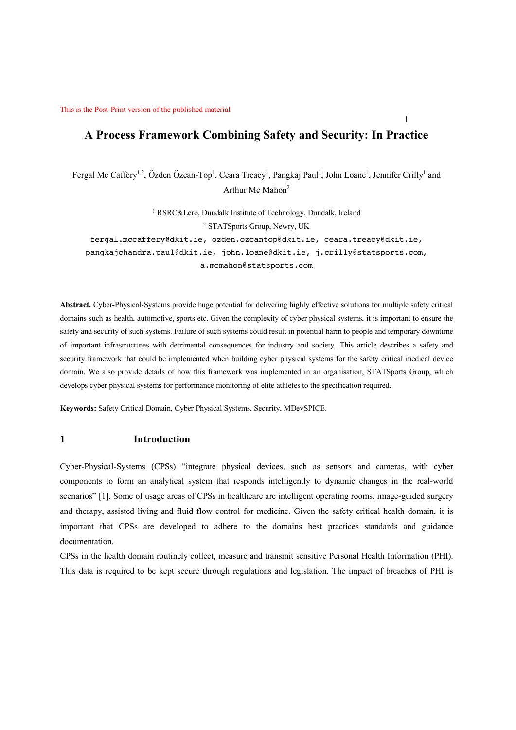This is the Post-Print version of the published material

# A Process Framework Combining Safety and Security: In Practice

Fergal Mc Caffery[1,2], Özden Özcan-Top[1], Ceara Treacy[1], Pangkaj Paul[1], John Loane[1], Jennifer Crilly[1] and Arthur Mc Mahon[2]

[1] RSRC&Lero, Dundalk Institute of Technology, Dundalk, Ireland

[2] STATSports Group, Newry, UK

fergal.mccaffery@dkit.ie, ozden.ozcantop@dkit.ie, ceara.treacy@dkit.ie, pangkajchandra.paul@dkit.ie, john.loane@dkit.ie, j.crilly@statsports.com, a.mcmahon@statsports.com

**Abstract.** Cyber-Physical-Systems provide huge potential for delivering highly effective solutions for multiple safety critical domains such as health, automotive, sports etc. Given the complexity of cyber physical systems, it is important to ensure the safety and security of such systems. Failure of such systems could result in potential harm to people and temporary downtime of important infrastructures with detrimental consequences for industry and society. This article describes a safety and security framework that could be implemented when building cyber physical systems for the safety critical medical device domain. We also provide details of how this framework was implemented in an organisation, STATSports Group, which develops cyber physical systems for performance monitoring of elite athletes to the specification required.

**Keywords:** Safety Critical Domain, Cyber Physical Systems, Security, MDevSPICE.

## 1 Introduction

Cyber-Physical-Systems (CPSs) "integrate physical devices, such as sensors and cameras, with cyber components to form an analytical system that responds intelligently to dynamic changes in the real-world scenarios" [1]. Some of usage areas of CPSs in healthcare are intelligent operating rooms, image-guided surgery and therapy, assisted living and fluid flow control for medicine. Given the safety critical health domain, it is important that CPSs are developed to adhere to the domains best practices standards and guidance documentation.

CPSs in the health domain routinely collect, measure and transmit sensitive Personal Health Information (PHI). This data is required to be kept secure through regulations and legislation. The impact of breaches of PHI is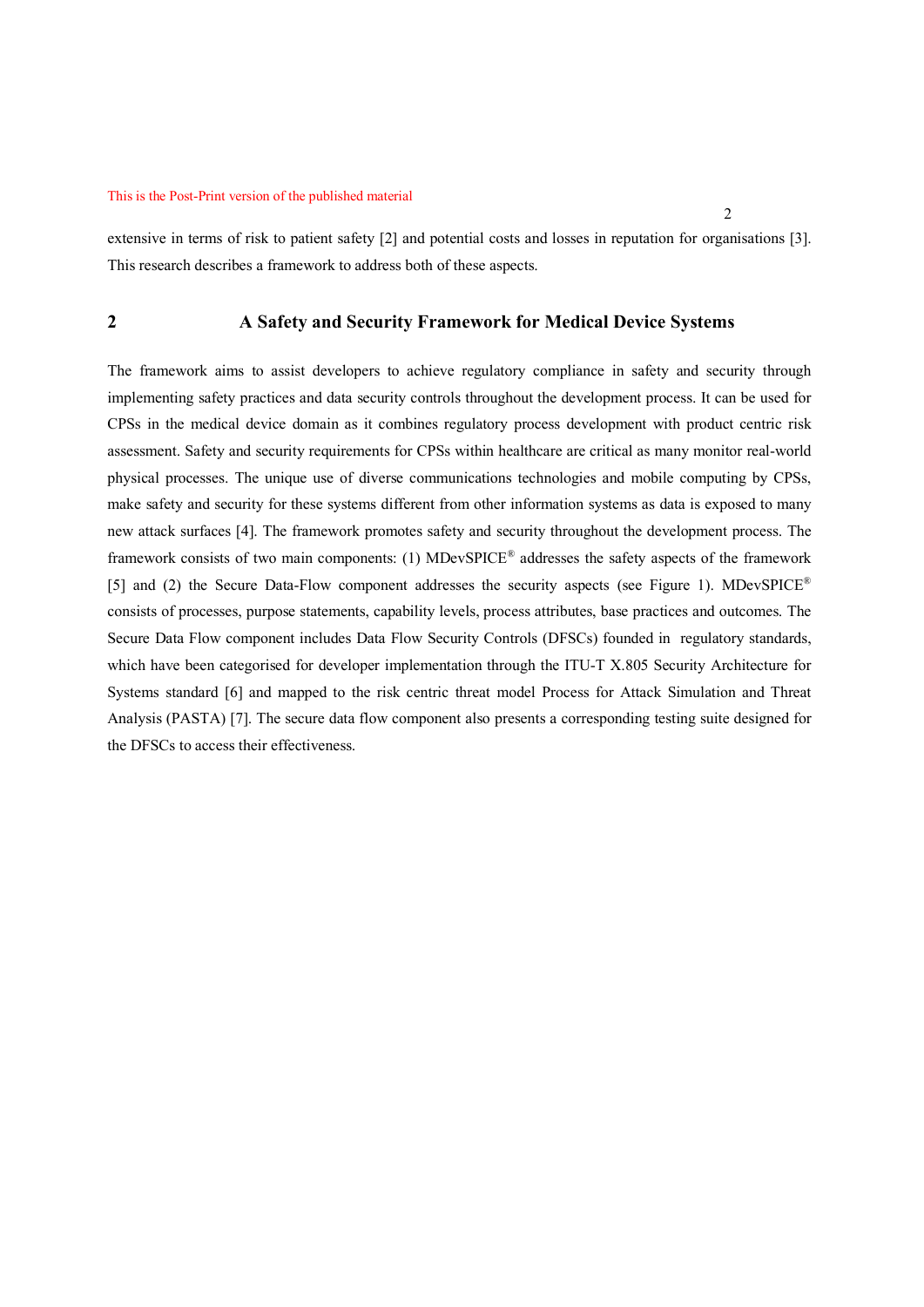extensive in terms of risk to patient safety [2] and potential costs and losses in reputation for organisations [3]. This research describes a framework to address both of these aspects.

## 2 A Safety and Security Framework for Medical Device Systems

The framework aims to assist developers to achieve regulatory compliance in safety and security through implementing safety practices and data security controls throughout the development process. It can be used for CPSs in the medical device domain as it combines regulatory process development with product centric risk assessment. Safety and security requirements for CPSs within healthcare are critical as many monitor real-world physical processes. The unique use of diverse communications technologies and mobile computing by CPSs, make safety and security for these systems different from other information systems as data is exposed to many new attack surfaces [4]. The framework promotes safety and security throughout the development process. The framework consists of two main components: (1) MDevSPICE® addresses the safety aspects of the framework [5] and (2) the Secure Data-Flow component addresses the security aspects (see Figure 1). MDevSPICE® consists of processes, purpose statements, capability levels, process attributes, base practices and outcomes. The Secure Data Flow component includes Data Flow Security Controls (DFSCs) founded in regulatory standards, which have been categorised for developer implementation through the ITU-T X.805 Security Architecture for Systems standard [6] and mapped to the risk centric threat model Process for Attack Simulation and Threat Analysis (PASTA) [7]. The secure data flow component also presents a corresponding testing suite designed for the DFSCs to access their effectiveness.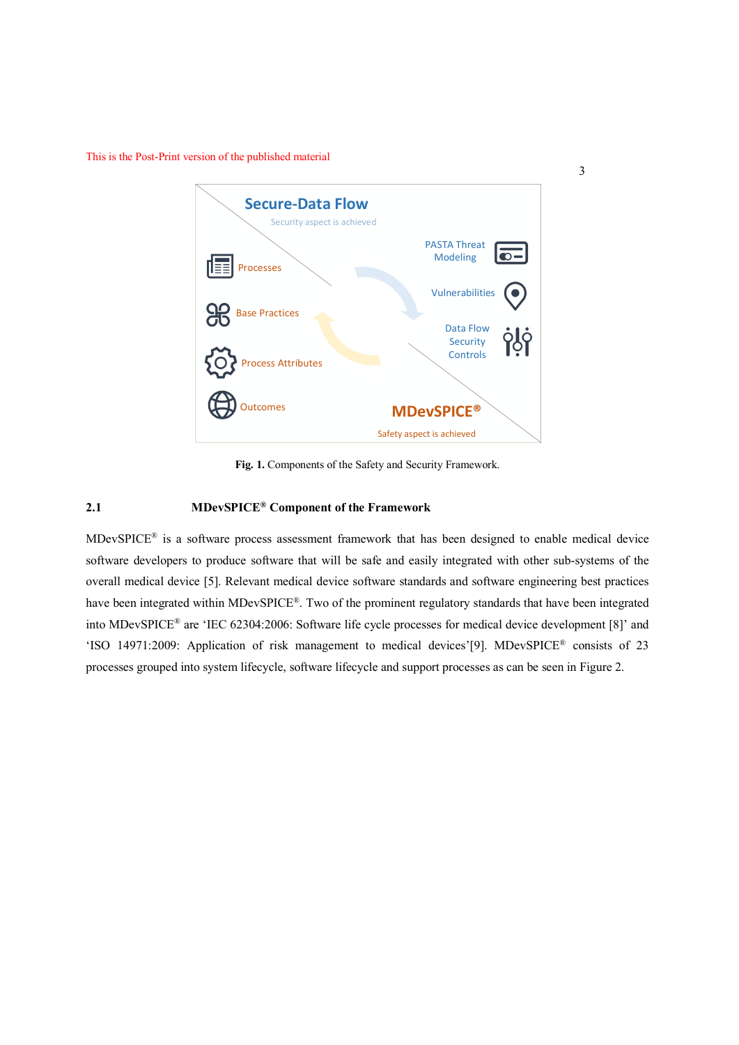This is the Post-Print version of the published material

Secure-Data Flow

Security aspect is achieved

Processes

Base Practices

Process Attributes

Outcomes

PASTA Threat Modeling

Vulnerabilities

Data Flow Security Controls

MDevSPICE®

Safety aspect is achieved

**Fig. 1.** Components of the Safety and Security Framework.

## 2.1 MDevSPICE® Component of the Framework

MDevSPICE® is a software process assessment framework that has been designed to enable medical device software developers to produce software that will be safe and easily integrated with other sub-systems of the overall medical device [5]. Relevant medical device software standards and software engineering best practices have been integrated within MDevSPICE®. Two of the prominent regulatory standards that have been integrated into MDevSPICE® are 'IEC 62304:2006: Software life cycle processes for medical device development [8]' and 'ISO 14971:2009: Application of risk management to medical devices'[9]. MDevSPICE® consists of 23 processes grouped into system lifecycle, software lifecycle and support processes as can be seen in Figure 2.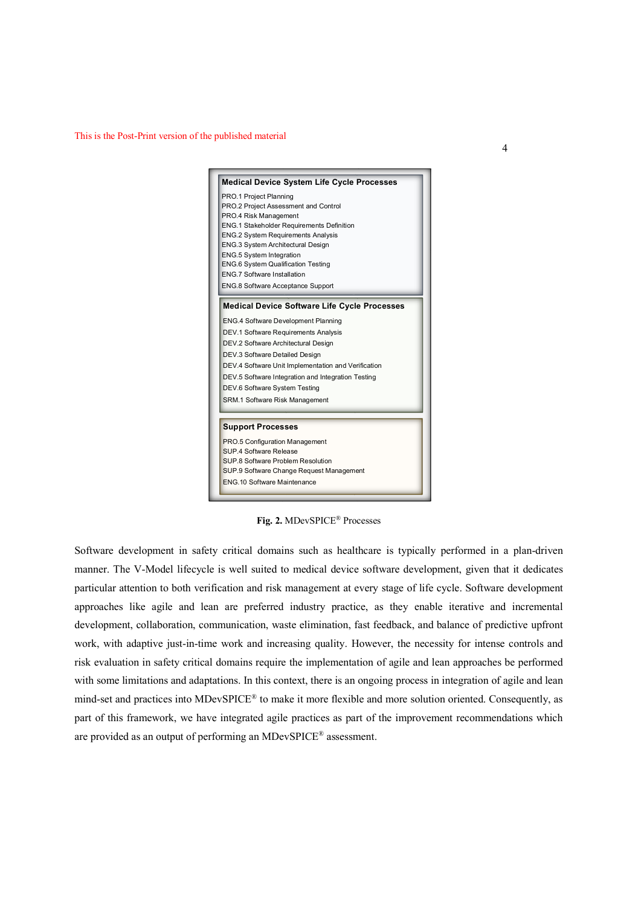This is the Post-Print version of the published material

**Medical Device System Life Cycle Processes**

PRO.1 Project Planning
PRO.2 Project Assessment and Control
PRO.4 Risk Management
ENG.1 Stakeholder Requirements Definition
ENG.2 System Requirements Analysis
ENG.3 System Architectural Design
ENG.5 System Integration
ENG.6 System Qualification Testing
ENG.7 Software Installation
ENG.8 Software Acceptance Support

**Medical Device Software Life Cycle Processes**

ENG.4 Software Development Planning
DEV.1 Software Requirements Analysis
DEV.2 Software Architectural Design
DEV.3 Software Detailed Design
DEV.4 Software Unit Implementation and Verification
DEV.5 Software Integration and Integration Testing
DEV.6 Software System Testing
SRM.1 Software Risk Management

**Support Processes**

PRO.5 Configuration Management
SUP.4 Software Release
SUP.8 Software Problem Resolution
SUP.9 Software Change Request Management
ENG.10 Software Maintenance

**Fig. 2.** MDevSPICE® Processes

Software development in safety critical domains such as healthcare is typically performed in a plan-driven manner. The V-Model lifecycle is well suited to medical device software development, given that it dedicates particular attention to both verification and risk management at every stage of life cycle. Software development approaches like agile and lean are preferred industry practice, as they enable iterative and incremental development, collaboration, communication, waste elimination, fast feedback, and balance of predictive upfront work, with adaptive just-in-time work and increasing quality. However, the necessity for intense controls and risk evaluation in safety critical domains require the implementation of agile and lean approaches be performed with some limitations and adaptations. In this context, there is an ongoing process in integration of agile and lean mind-set and practices into MDevSPICE® to make it more flexible and more solution oriented. Consequently, as part of this framework, we have integrated agile practices as part of the improvement recommendations which are provided as an output of performing an MDevSPICE® assessment.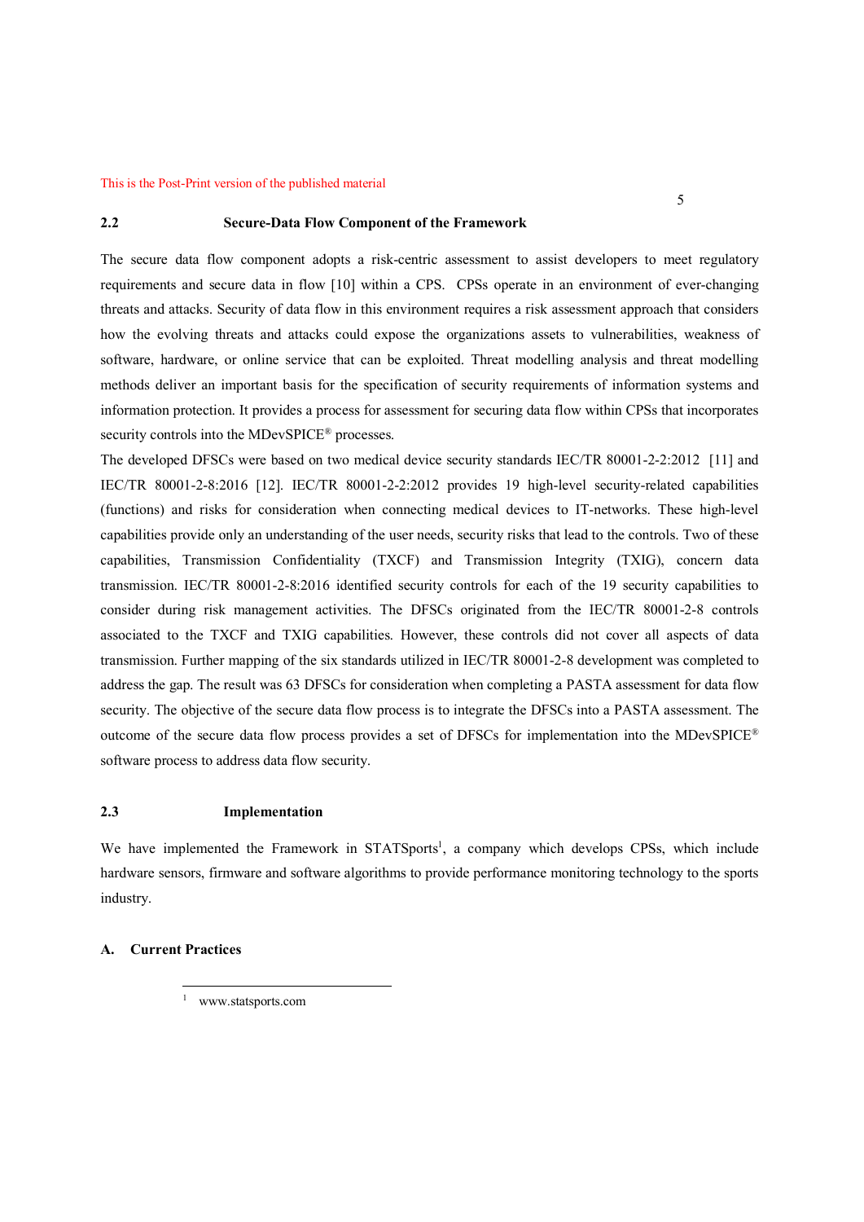## 2.2 Secure-Data Flow Component of the Framework

The secure data flow component adopts a risk-centric assessment to assist developers to meet regulatory requirements and secure data in flow [10] within a CPS. CPSs operate in an environment of ever-changing threats and attacks. Security of data flow in this environment requires a risk assessment approach that considers how the evolving threats and attacks could expose the organizations assets to vulnerabilities, weakness of software, hardware, or online service that can be exploited. Threat modelling analysis and threat modelling methods deliver an important basis for the specification of security requirements of information systems and information protection. It provides a process for assessment for securing data flow within CPSs that incorporates security controls into the MDevSPICE® processes.

The developed DFSCs were based on two medical device security standards IEC/TR 80001-2-2:2012 [11] and IEC/TR 80001-2-8:2016 [12]. IEC/TR 80001-2-2:2012 provides 19 high-level security-related capabilities (functions) and risks for consideration when connecting medical devices to IT-networks. These high-level capabilities provide only an understanding of the user needs, security risks that lead to the controls. Two of these capabilities, Transmission Confidentiality (TXCF) and Transmission Integrity (TXIG), concern data transmission. IEC/TR 80001-2-8:2016 identified security controls for each of the 19 security capabilities to consider during risk management activities. The DFSCs originated from the IEC/TR 80001-2-8 controls associated to the TXCF and TXIG capabilities. However, these controls did not cover all aspects of data transmission. Further mapping of the six standards utilized in IEC/TR 80001-2-8 development was completed to address the gap. The result was 63 DFSCs for consideration when completing a PASTA assessment for data flow security. The objective of the secure data flow process is to integrate the DFSCs into a PASTA assessment. The outcome of the secure data flow process provides a set of DFSCs for implementation into the MDevSPICE® software process to address data flow security.

## 2.3 Implementation

We have implemented the Framework in STATSports[1], a company which develops CPSs, which include hardware sensors, firmware and software algorithms to provide performance monitoring technology to the sports industry.

### A. Current Practices

[1] www.statsports.com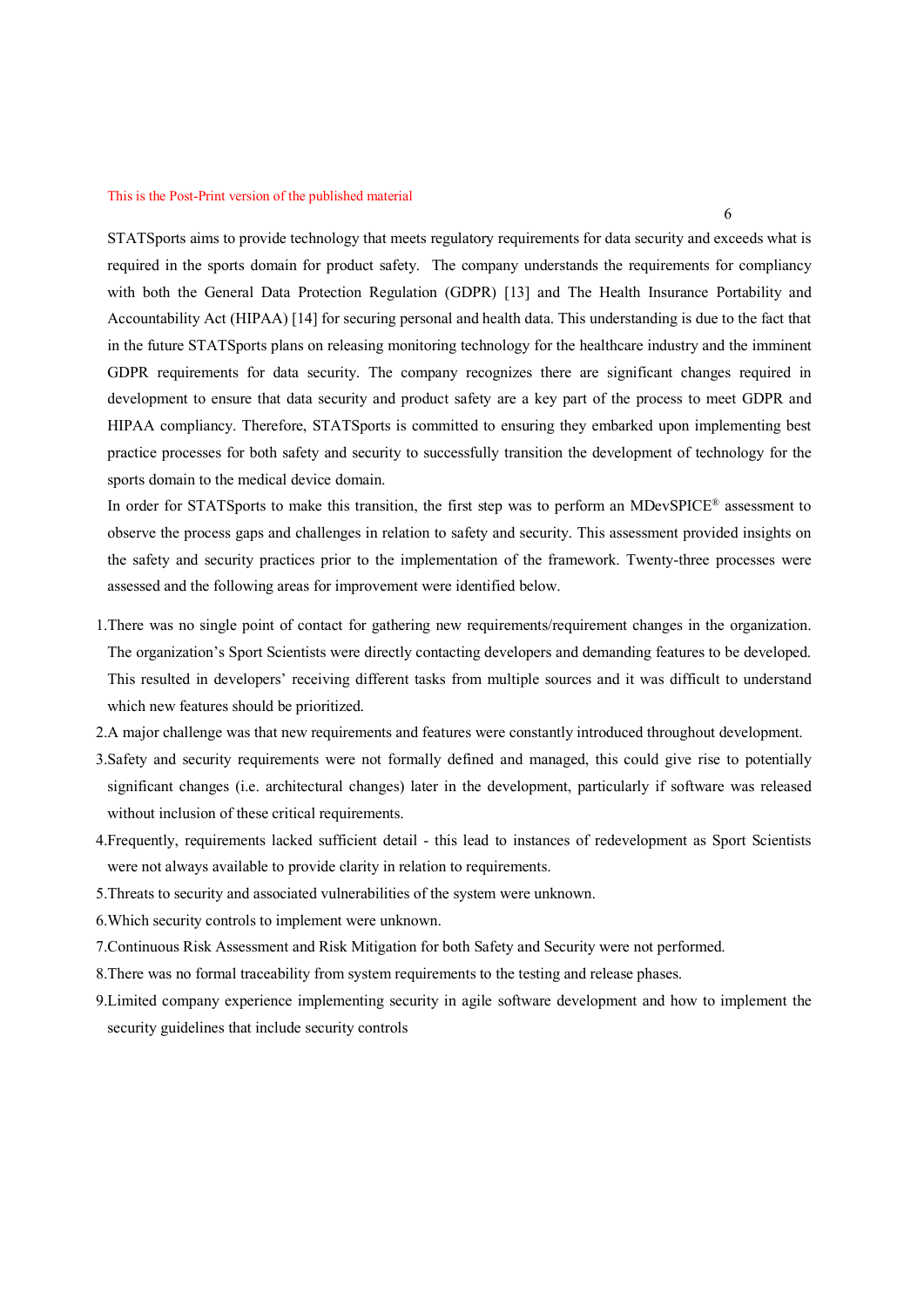STATSports aims to provide technology that meets regulatory requirements for data security and exceeds what is required in the sports domain for product safety. The company understands the requirements for compliancy with both the General Data Protection Regulation (GDPR) [13] and The Health Insurance Portability and Accountability Act (HIPAA) [14] for securing personal and health data. This understanding is due to the fact that in the future STATSports plans on releasing monitoring technology for the healthcare industry and the imminent GDPR requirements for data security. The company recognizes there are significant changes required in development to ensure that data security and product safety are a key part of the process to meet GDPR and HIPAA compliancy. Therefore, STATSports is committed to ensuring they embarked upon implementing best practice processes for both safety and security to successfully transition the development of technology for the sports domain to the medical device domain.

In order for STATSports to make this transition, the first step was to perform an MDevSPICE® assessment to observe the process gaps and challenges in relation to safety and security. This assessment provided insights on the safety and security practices prior to the implementation of the framework. Twenty-three processes were assessed and the following areas for improvement were identified below.

1. There was no single point of contact for gathering new requirements/requirement changes in the organization. The organization's Sport Scientists were directly contacting developers and demanding features to be developed. This resulted in developers' receiving different tasks from multiple sources and it was difficult to understand which new features should be prioritized.
2. A major challenge was that new requirements and features were constantly introduced throughout development.
3. Safety and security requirements were not formally defined and managed, this could give rise to potentially significant changes (i.e. architectural changes) later in the development, particularly if software was released without inclusion of these critical requirements.
4. Frequently, requirements lacked sufficient detail - this lead to instances of redevelopment as Sport Scientists were not always available to provide clarity in relation to requirements.
5. Threats to security and associated vulnerabilities of the system were unknown.
6. Which security controls to implement were unknown.
7. Continuous Risk Assessment and Risk Mitigation for both Safety and Security were not performed.
8. There was no formal traceability from system requirements to the testing and release phases.
9. Limited company experience implementing security in agile software development and how to implement the security guidelines that include security controls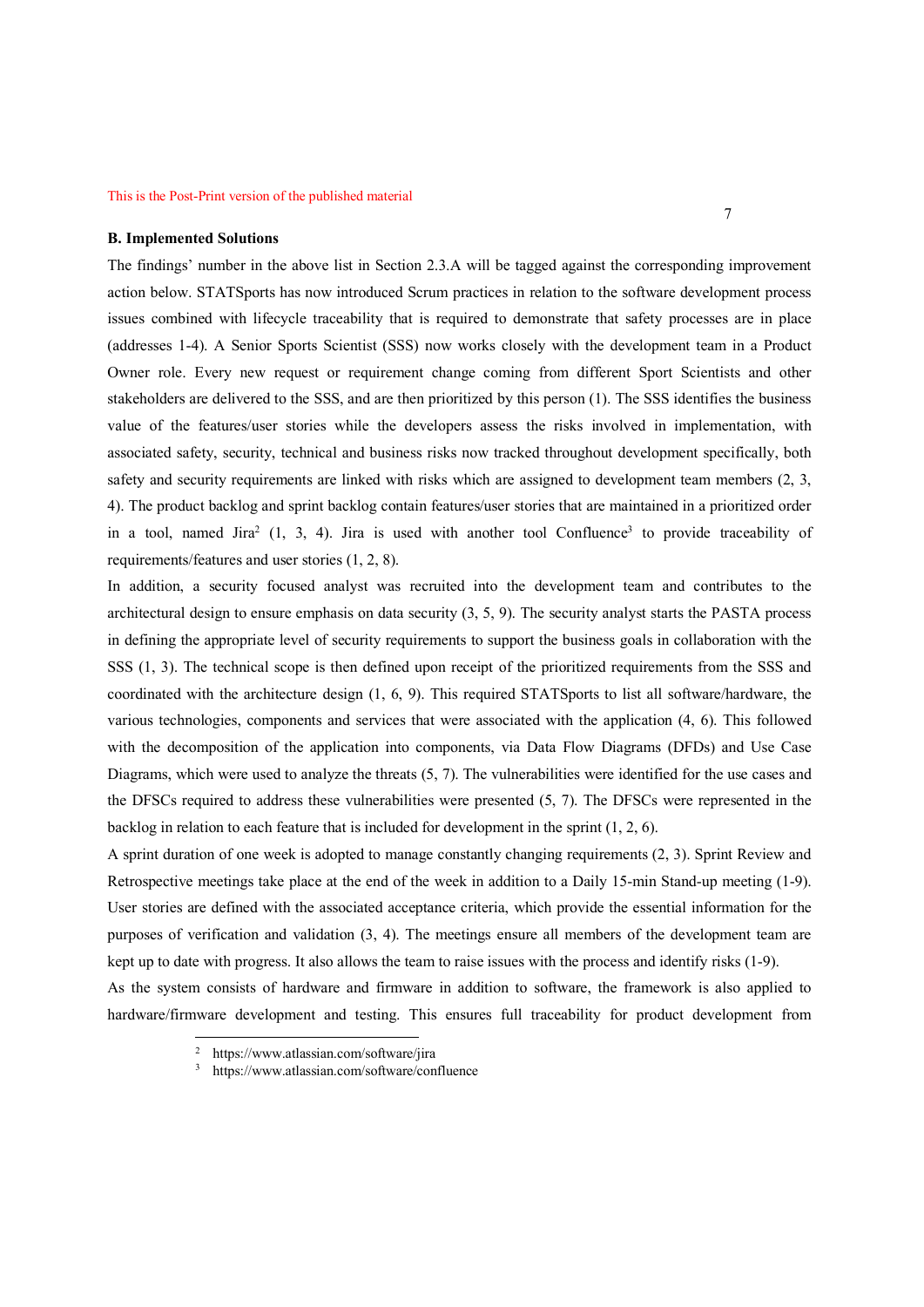### B. Implemented Solutions

The findings' number in the above list in Section 2.3.A will be tagged against the corresponding improvement action below. STATSports has now introduced Scrum practices in relation to the software development process issues combined with lifecycle traceability that is required to demonstrate that safety processes are in place (addresses 1-4). A Senior Sports Scientist (SSS) now works closely with the development team in a Product Owner role. Every new request or requirement change coming from different Sport Scientists and other stakeholders are delivered to the SSS, and are then prioritized by this person (1). The SSS identifies the business value of the features/user stories while the developers assess the risks involved in implementation, with associated safety, security, technical and business risks now tracked throughout development specifically, both safety and security requirements are linked with risks which are assigned to development team members (2, 3, 4). The product backlog and sprint backlog contain features/user stories that are maintained in a prioritized order in a tool, named Jira[2] (1, 3, 4). Jira is used with another tool Confluence[3] to provide traceability of requirements/features and user stories (1, 2, 8).

In addition, a security focused analyst was recruited into the development team and contributes to the architectural design to ensure emphasis on data security (3, 5, 9). The security analyst starts the PASTA process in defining the appropriate level of security requirements to support the business goals in collaboration with the SSS (1, 3). The technical scope is then defined upon receipt of the prioritized requirements from the SSS and coordinated with the architecture design (1, 6, 9). This required STATSports to list all software/hardware, the various technologies, components and services that were associated with the application (4, 6). This followed with the decomposition of the application into components, via Data Flow Diagrams (DFDs) and Use Case Diagrams, which were used to analyze the threats (5, 7). The vulnerabilities were identified for the use cases and the DFSCs required to address these vulnerabilities were presented (5, 7). The DFSCs were represented in the backlog in relation to each feature that is included for development in the sprint (1, 2, 6).

A sprint duration of one week is adopted to manage constantly changing requirements (2, 3). Sprint Review and Retrospective meetings take place at the end of the week in addition to a Daily 15-min Stand-up meeting (1-9). User stories are defined with the associated acceptance criteria, which provide the essential information for the purposes of verification and validation (3, 4). The meetings ensure all members of the development team are kept up to date with progress. It also allows the team to raise issues with the process and identify risks (1-9).

As the system consists of hardware and firmware in addition to software, the framework is also applied to hardware/firmware development and testing. This ensures full traceability for product development from

[2] https://www.atlassian.com/software/jira

[3] https://www.atlassian.com/software/confluence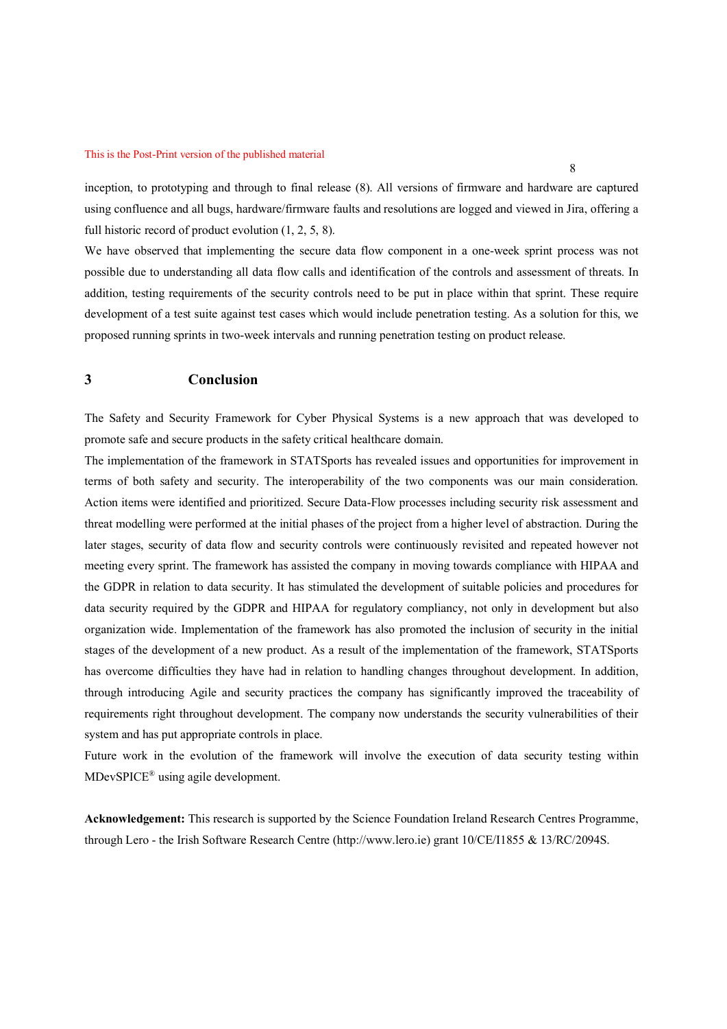inception, to prototyping and through to final release (8). All versions of firmware and hardware are captured using confluence and all bugs, hardware/firmware faults and resolutions are logged and viewed in Jira, offering a full historic record of product evolution (1, 2, 5, 8).

We have observed that implementing the secure data flow component in a one-week sprint process was not possible due to understanding all data flow calls and identification of the controls and assessment of threats. In addition, testing requirements of the security controls need to be put in place within that sprint. These require development of a test suite against test cases which would include penetration testing. As a solution for this, we proposed running sprints in two-week intervals and running penetration testing on product release.

## 3 Conclusion

The Safety and Security Framework for Cyber Physical Systems is a new approach that was developed to promote safe and secure products in the safety critical healthcare domain.

The implementation of the framework in STATSports has revealed issues and opportunities for improvement in terms of both safety and security. The interoperability of the two components was our main consideration. Action items were identified and prioritized. Secure Data-Flow processes including security risk assessment and threat modelling were performed at the initial phases of the project from a higher level of abstraction. During the later stages, security of data flow and security controls were continuously revisited and repeated however not meeting every sprint. The framework has assisted the company in moving towards compliance with HIPAA and the GDPR in relation to data security. It has stimulated the development of suitable policies and procedures for data security required by the GDPR and HIPAA for regulatory compliancy, not only in development but also organization wide. Implementation of the framework has also promoted the inclusion of security in the initial stages of the development of a new product. As a result of the implementation of the framework, STATSports has overcome difficulties they have had in relation to handling changes throughout development. In addition, through introducing Agile and security practices the company has significantly improved the traceability of requirements right throughout development. The company now understands the security vulnerabilities of their system and has put appropriate controls in place.

Future work in the evolution of the framework will involve the execution of data security testing within MDevSPICE® using agile development.

**Acknowledgement:** This research is supported by the Science Foundation Ireland Research Centres Programme, through Lero - the Irish Software Research Centre (http://www.lero.ie) grant 10/CE/I1855 & 13/RC/2094S.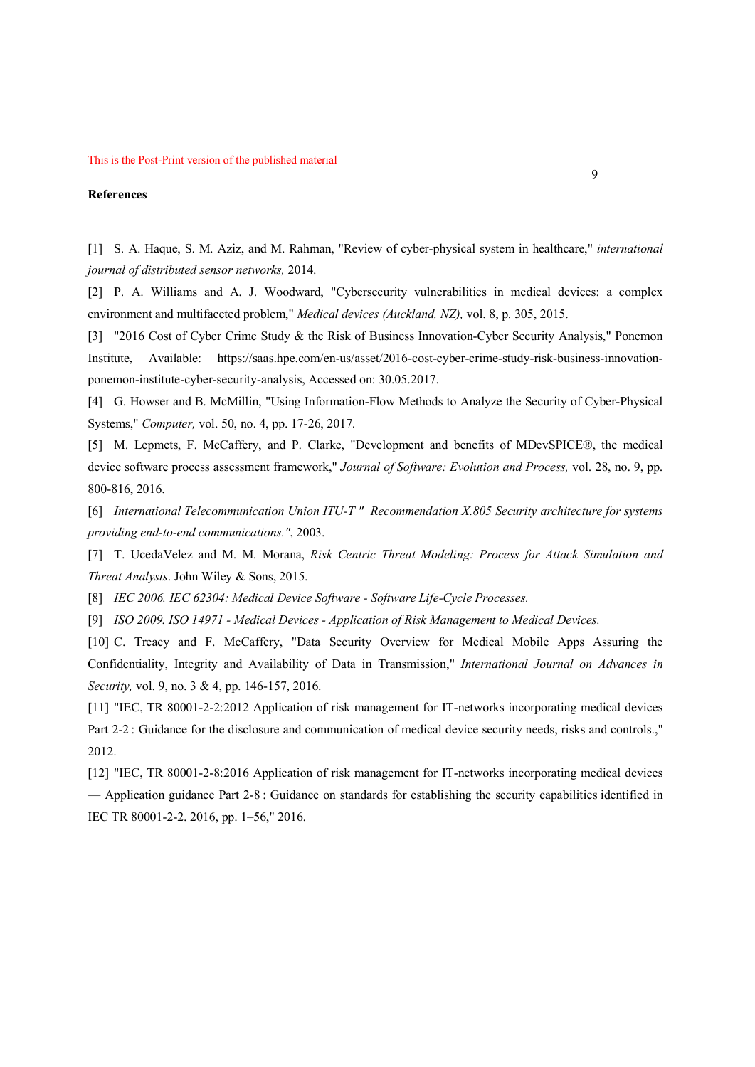**References**

[1] S. A. Haque, S. M. Aziz, and M. Rahman, "Review of cyber-physical system in healthcare," *international journal of distributed sensor networks,* 2014.

[2] P. A. Williams and A. J. Woodward, "Cybersecurity vulnerabilities in medical devices: a complex environment and multifaceted problem," *Medical devices (Auckland, NZ),* vol. 8, p. 305, 2015.

[3] "2016 Cost of Cyber Crime Study & the Risk of Business Innovation-Cyber Security Analysis," Ponemon Institute, Available: https://saas.hpe.com/en-us/asset/2016-cost-cyber-crime-study-risk-business-innovation-ponemon-institute-cyber-security-analysis, Accessed on: 30.05.2017.

[4] G. Howser and B. McMillin, "Using Information-Flow Methods to Analyze the Security of Cyber-Physical Systems," *Computer,* vol. 50, no. 4, pp. 17-26, 2017.

[5] M. Lepmets, F. McCaffery, and P. Clarke, "Development and benefits of MDevSPICE®, the medical device software process assessment framework," *Journal of Software: Evolution and Process,* vol. 28, no. 9, pp. 800-816, 2016.

[6] *International Telecommunication Union ITU-T " Recommendation X.805 Security architecture for systems providing end-to-end communications."*, 2003.

[7] T. UcedaVelez and M. M. Morana, *Risk Centric Threat Modeling: Process for Attack Simulation and Threat Analysis*. John Wiley & Sons, 2015.

[8] *IEC 2006. IEC 62304: Medical Device Software - Software Life-Cycle Processes.*

[9] *ISO 2009. ISO 14971 - Medical Devices - Application of Risk Management to Medical Devices.*

[10] C. Treacy and F. McCaffery, "Data Security Overview for Medical Mobile Apps Assuring the Confidentiality, Integrity and Availability of Data in Transmission," *International Journal on Advances in Security,* vol. 9, no. 3 & 4, pp. 146-157, 2016.

[11] "IEC, TR 80001-2-2:2012 Application of risk management for IT-networks incorporating medical devices Part 2-2 : Guidance for the disclosure and communication of medical device security needs, risks and controls.," 2012.

[12] "IEC, TR 80001-2-8:2016 Application of risk management for IT-networks incorporating medical devices — Application guidance Part 2-8 : Guidance on standards for establishing the security capabilities identified in IEC TR 80001-2-2. 2016, pp. 1–56," 2016.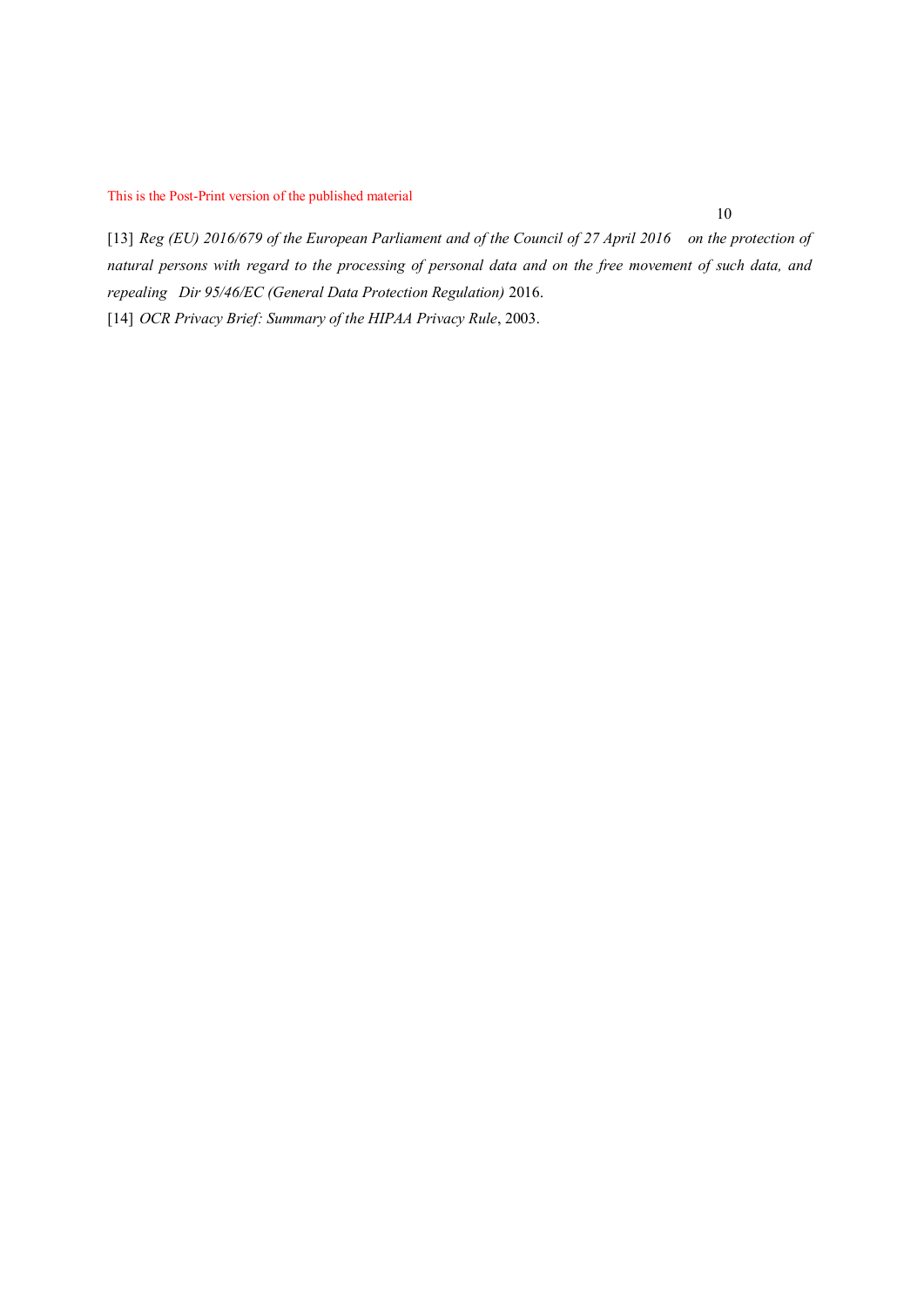[13] *Reg (EU) 2016/679 of the European Parliament and of the Council of 27 April 2016 on the protection of natural persons with regard to the processing of personal data and on the free movement of such data, and repealing Dir 95/46/EC (General Data Protection Regulation)* 2016.

[14] *OCR Privacy Brief: Summary of the HIPAA Privacy Rule*, 2003.